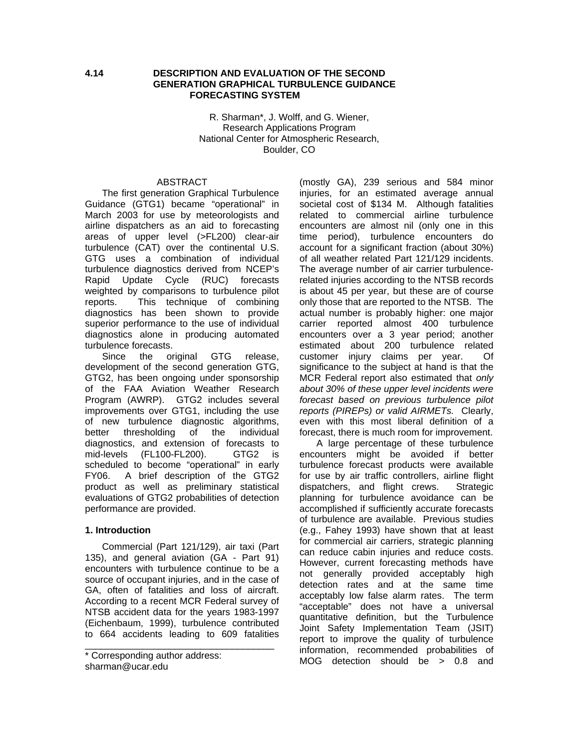# 4.14 DESCRIPTION AND EVALUATION OF THE SECOND GENERATION GRAPHICAL TURBULENCE GUIDANCE FORECASTING SYSTEM

R. Sharman*, J. Wolff, and G. Wiener,
Research Applications Program
National Center for Atmospheric Research,
Boulder, CO

## ABSTRACT

The first generation Graphical Turbulence Guidance (GTG1) became "operational" in March 2003 for use by meteorologists and airline dispatchers as an aid to forecasting areas of upper level (>FL200) clear-air turbulence (CAT) over the continental U.S. GTG uses a combination of individual turbulence diagnostics derived from NCEP's Rapid Update Cycle (RUC) forecasts weighted by comparisons to turbulence pilot reports. This technique of combining diagnostics has been shown to provide superior performance to the use of individual diagnostics alone in producing automated turbulence forecasts.

Since the original GTG release, development of the second generation GTG, GTG2, has been ongoing under sponsorship of the FAA Aviation Weather Research Program (AWRP). GTG2 includes several improvements over GTG1, including the use of new turbulence diagnostic algorithms, better thresholding of the individual diagnostics, and extension of forecasts to mid-levels (FL100-FL200). GTG2 is scheduled to become "operational" in early FY06. A brief description of the GTG2 product as well as preliminary statistical evaluations of GTG2 probabilities of detection performance are provided.

## 1. Introduction

Commercial (Part 121/129), air taxi (Part 135), and general aviation (GA - Part 91) encounters with turbulence continue to be a source of occupant injuries, and in the case of GA, often of fatalities and loss of aircraft. According to a recent MCR Federal survey of NTSB accident data for the years 1983-1997 (Eichenbaum, 1999), turbulence contributed to 664 accidents leading to 609 fatalities (mostly GA), 239 serious and 584 minor injuries, for an estimated average annual societal cost of \$134 M. Although fatalities related to commercial airline turbulence encounters are almost nil (only one in this time period), turbulence encounters do account for a significant fraction (about 30%) of all weather related Part 121/129 incidents. The average number of air carrier turbulence-related injuries according to the NTSB records is about 45 per year, but these are of course only those that are reported to the NTSB. The actual number is probably higher: one major carrier reported almost 400 turbulence encounters over a 3 year period; another estimated about 200 turbulence related customer injury claims per year. Of significance to the subject at hand is that the MCR Federal report also estimated that *only about 30% of these upper level incidents were forecast based on previous turbulence pilot reports (PIREPs) or valid AIRMETs.* Clearly, even with this most liberal definition of a forecast, there is much room for improvement.

A large percentage of these turbulence encounters might be avoided if better turbulence forecast products were available for use by air traffic controllers, airline flight dispatchers, and flight crews. Strategic planning for turbulence avoidance can be accomplished if sufficiently accurate forecasts of turbulence are available. Previous studies (e.g., Fahey 1993) have shown that at least for commercial air carriers, strategic planning can reduce cabin injuries and reduce costs. However, current forecasting methods have not generally provided acceptably high detection rates and at the same time acceptably low false alarm rates. The term "acceptable" does not have a universal quantitative definition, but the Turbulence Joint Safety Implementation Team (JSIT) report to improve the quality of turbulence information, recommended probabilities of MOG detection should be > 0.8 and

---

\* Corresponding author address: sharman@ucar.edu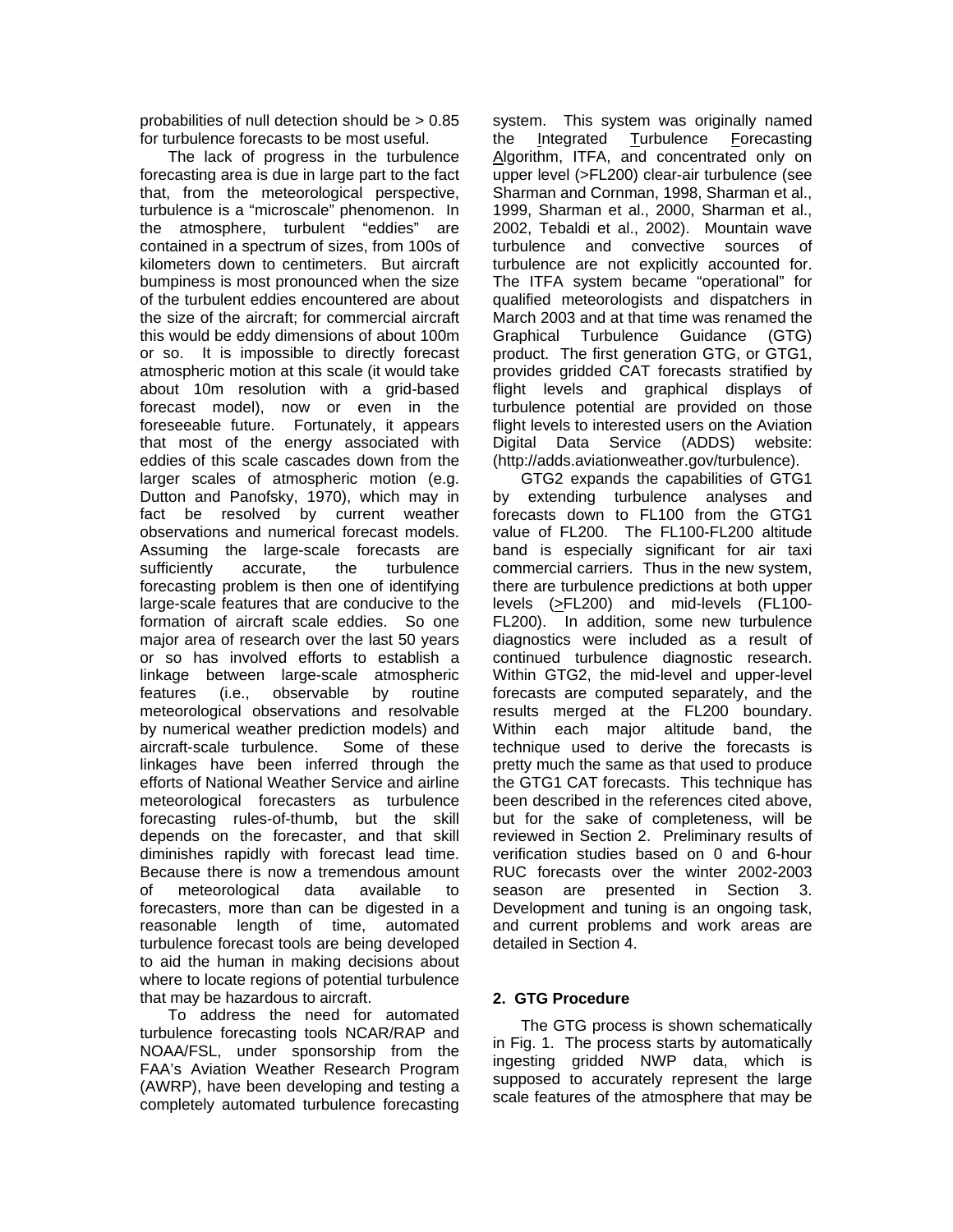probabilities of null detection should be > 0.85 for turbulence forecasts to be most useful.

The lack of progress in the turbulence forecasting area is due in large part to the fact that, from the meteorological perspective, turbulence is a "microscale" phenomenon. In the atmosphere, turbulent "eddies" are contained in a spectrum of sizes, from 100s of kilometers down to centimeters. But aircraft bumpiness is most pronounced when the size of the turbulent eddies encountered are about the size of the aircraft; for commercial aircraft this would be eddy dimensions of about 100m or so. It is impossible to directly forecast atmospheric motion at this scale (it would take about 10m resolution with a grid-based forecast model), now or even in the foreseeable future. Fortunately, it appears that most of the energy associated with eddies of this scale cascades down from the larger scales of atmospheric motion (e.g. Dutton and Panofsky, 1970), which may in fact be resolved by current weather observations and numerical forecast models. Assuming the large-scale forecasts are sufficiently accurate, the turbulence forecasting problem is then one of identifying large-scale features that are conducive to the formation of aircraft scale eddies. So one major area of research over the last 50 years or so has involved efforts to establish a linkage between large-scale atmospheric features (i.e., observable by routine meteorological observations and resolvable by numerical weather prediction models) and aircraft-scale turbulence. Some of these linkages have been inferred through the efforts of National Weather Service and airline meteorological forecasters as turbulence forecasting rules-of-thumb, but the skill depends on the forecaster, and that skill diminishes rapidly with forecast lead time. Because there is now a tremendous amount of meteorological data available to forecasters, more than can be digested in a reasonable length of time, automated turbulence forecast tools are being developed to aid the human in making decisions about where to locate regions of potential turbulence that may be hazardous to aircraft.

To address the need for automated turbulence forecasting tools NCAR/RAP and NOAA/FSL, under sponsorship from the FAA's Aviation Weather Research Program (AWRP), have been developing and testing a completely automated turbulence forecasting system. This system was originally named the Integrated Turbulence Forecasting Algorithm, ITFA, and concentrated only on upper level (>FL200) clear-air turbulence (see Sharman and Cornman, 1998, Sharman et al., 1999, Sharman et al., 2000, Sharman et al., 2002, Tebaldi et al., 2002). Mountain wave turbulence and convective sources of turbulence are not explicitly accounted for. The ITFA system became "operational" for qualified meteorologists and dispatchers in March 2003 and at that time was renamed the Graphical Turbulence Guidance (GTG) product. The first generation GTG, or GTG1, provides gridded CAT forecasts stratified by flight levels and graphical displays of turbulence potential are provided on those flight levels to interested users on the Aviation Digital Data Service (ADDS) website: (http://adds.aviationweather.gov/turbulence).

GTG2 expands the capabilities of GTG1 by extending turbulence analyses and forecasts down to FL100 from the GTG1 value of FL200. The FL100-FL200 altitude band is especially significant for air taxi commercial carriers. Thus in the new system, there are turbulence predictions at both upper levels (≥FL200) and mid-levels (FL100-FL200). In addition, some new turbulence diagnostics were included as a result of continued turbulence diagnostic research. Within GTG2, the mid-level and upper-level forecasts are computed separately, and the results merged at the FL200 boundary. Within each major altitude band, the technique used to derive the forecasts is pretty much the same as that used to produce the GTG1 CAT forecasts. This technique has been described in the references cited above, but for the sake of completeness, will be reviewed in Section 2. Preliminary results of verification studies based on 0 and 6-hour RUC forecasts over the winter 2002-2003 season are presented in Section 3. Development and tuning is an ongoing task, and current problems and work areas are detailed in Section 4.

## 2. GTG Procedure

The GTG process is shown schematically in Fig. 1. The process starts by automatically ingesting gridded NWP data, which is supposed to accurately represent the large scale features of the atmosphere that may be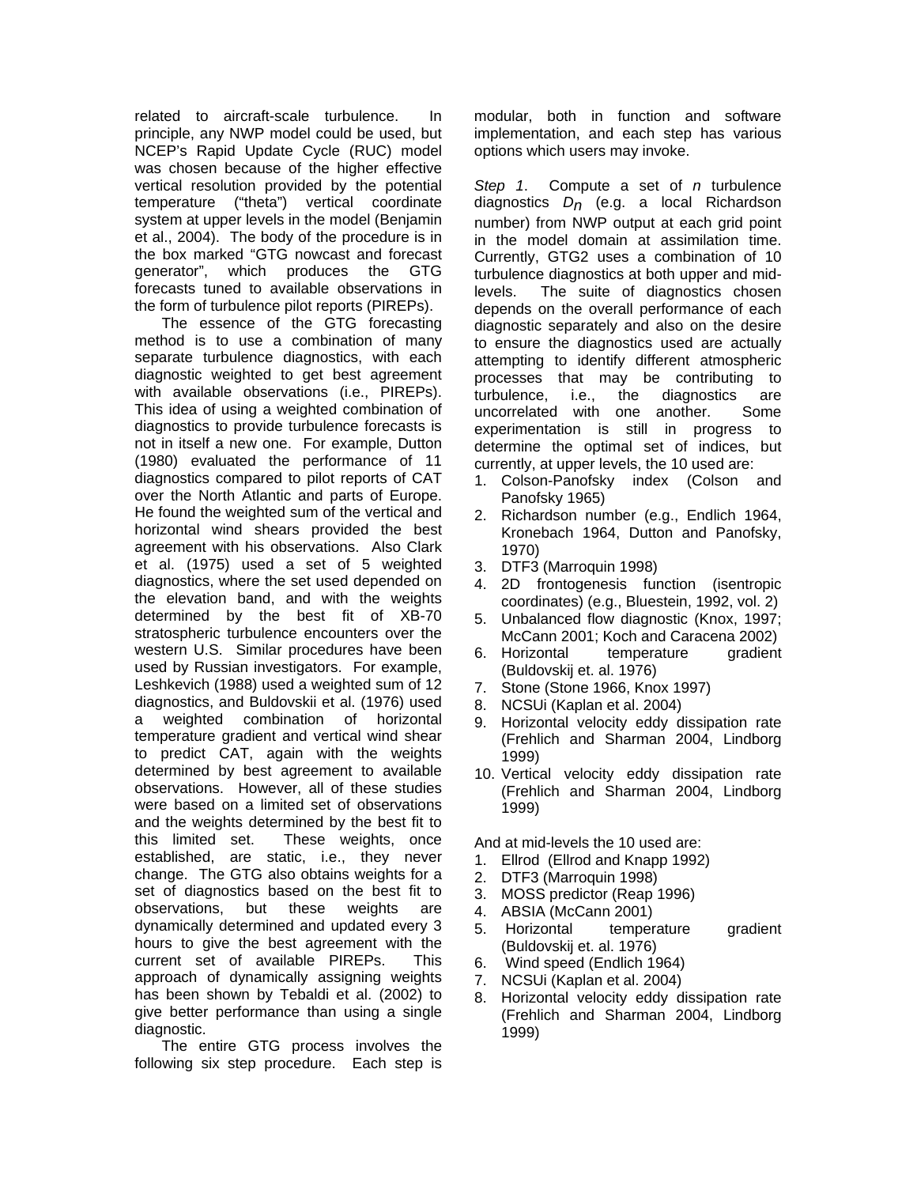related to aircraft-scale turbulence. In principle, any NWP model could be used, but NCEP's Rapid Update Cycle (RUC) model was chosen because of the higher effective vertical resolution provided by the potential temperature ("theta") vertical coordinate system at upper levels in the model (Benjamin et al., 2004). The body of the procedure is in the box marked "GTG nowcast and forecast generator", which produces the GTG forecasts tuned to available observations in the form of turbulence pilot reports (PIREPs).

The essence of the GTG forecasting method is to use a combination of many separate turbulence diagnostics, with each diagnostic weighted to get best agreement with available observations (i.e., PIREPs). This idea of using a weighted combination of diagnostics to provide turbulence forecasts is not in itself a new one. For example, Dutton (1980) evaluated the performance of 11 diagnostics compared to pilot reports of CAT over the North Atlantic and parts of Europe. He found the weighted sum of the vertical and horizontal wind shears provided the best agreement with his observations. Also Clark et al. (1975) used a set of 5 weighted diagnostics, where the set used depended on the elevation band, and with the weights determined by the best fit of XB-70 stratospheric turbulence encounters over the western U.S. Similar procedures have been used by Russian investigators. For example, Leshkevich (1988) used a weighted sum of 12 diagnostics, and Buldovskii et al. (1976) used a weighted combination of horizontal temperature gradient and vertical wind shear to predict CAT, again with the weights determined by best agreement to available observations. However, all of these studies were based on a limited set of observations and the weights determined by the best fit to this limited set. These weights, once established, are static, i.e., they never change. The GTG also obtains weights for a set of diagnostics based on the best fit to observations, but these weights are dynamically determined and updated every 3 hours to give the best agreement with the current set of available PIREPs. This approach of dynamically assigning weights has been shown by Tebaldi et al. (2002) to give better performance than using a single diagnostic.

The entire GTG process involves the following six step procedure. Each step is modular, both in function and software implementation, and each step has various options which users may invoke.

*Step 1*. Compute a set of $n$ turbulence diagnostics $D_n$ (e.g. a local Richardson number) from NWP output at each grid point in the model domain at assimilation time. Currently, GTG2 uses a combination of 10 turbulence diagnostics at both upper and mid-levels. The suite of diagnostics chosen depends on the overall performance of each diagnostic separately and also on the desire to ensure the diagnostics used are actually attempting to identify different atmospheric processes that may be contributing to turbulence, i.e., the diagnostics are uncorrelated with one another. Some experimentation is still in progress to determine the optimal set of indices, but currently, at upper levels, the 10 used are:

1. Colson-Panofsky index (Colson and Panofsky 1965)
2. Richardson number (e.g., Endlich 1964, Kronebach 1964, Dutton and Panofsky, 1970)
3. DTF3 (Marroquin 1998)
4. 2D frontogenesis function (isentropic coordinates) (e.g., Bluestein, 1992, vol. 2)
5. Unbalanced flow diagnostic (Knox, 1997; McCann 2001; Koch and Caracena 2002)
6. Horizontal temperature gradient (Buldovskij et. al. 1976)
7. Stone (Stone 1966, Knox 1997)
8. NCSUi (Kaplan et al. 2004)
9. Horizontal velocity eddy dissipation rate (Frehlich and Sharman 2004, Lindborg 1999)
10. Vertical velocity eddy dissipation rate (Frehlich and Sharman 2004, Lindborg 1999)

And at mid-levels the 10 used are:

1. Ellrod (Ellrod and Knapp 1992)
2. DTF3 (Marroquin 1998)
3. MOSS predictor (Reap 1996)
4. ABSIA (McCann 2001)
5. Horizontal temperature gradient (Buldovskij et. al. 1976)
6. Wind speed (Endlich 1964)
7. NCSUi (Kaplan et al. 2004)
8. Horizontal velocity eddy dissipation rate (Frehlich and Sharman 2004, Lindborg 1999)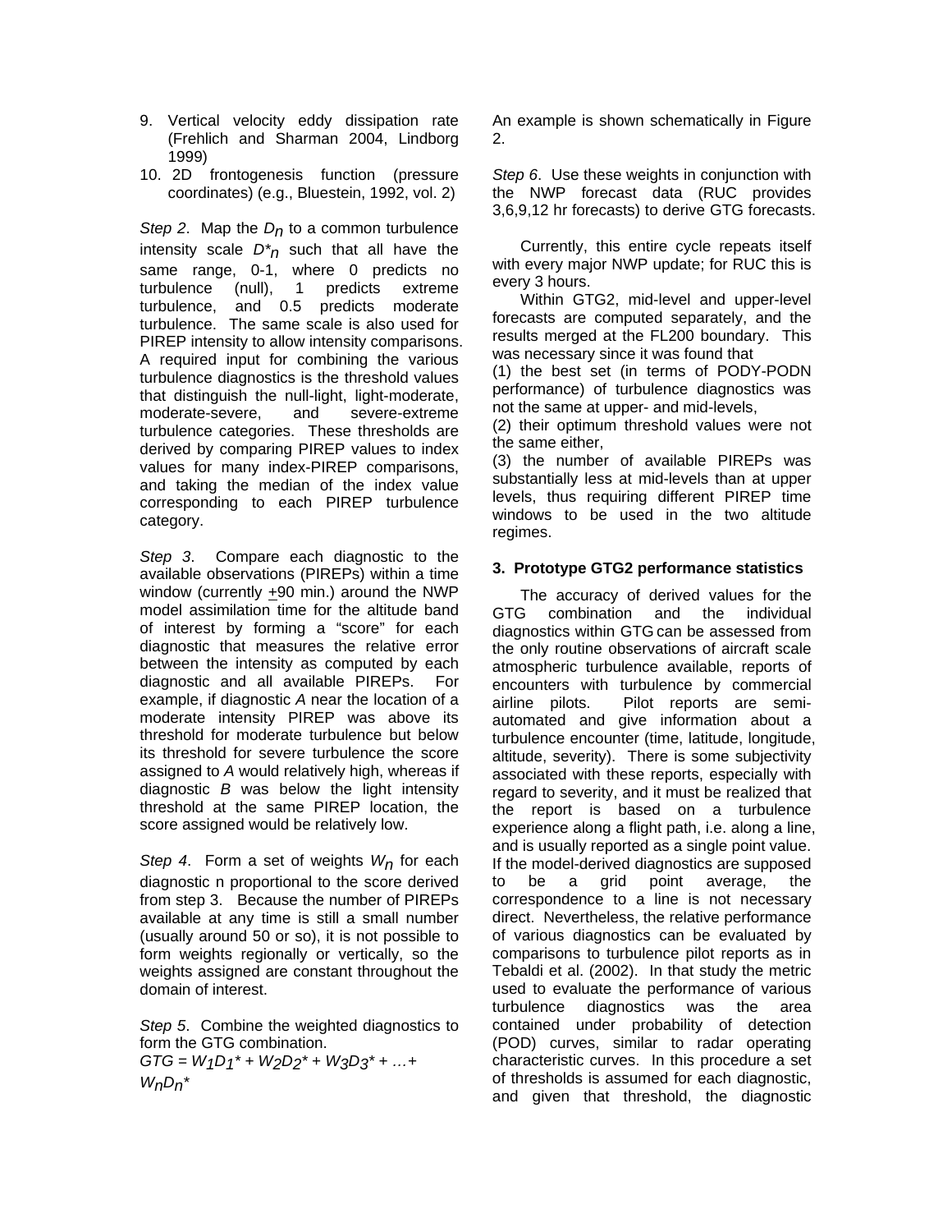9. Vertical velocity eddy dissipation rate (Frehlich and Sharman 2004, Lindborg 1999)
10. 2D frontogenesis function (pressure coordinates) (e.g., Bluestein, 1992, vol. 2)

*Step 2*. Map the $D_n$ to a common turbulence intensity scale $D^*_n$ such that all have the same range, 0-1, where 0 predicts no turbulence (null), 1 predicts extreme turbulence, and 0.5 predicts moderate turbulence. The same scale is also used for PIREP intensity to allow intensity comparisons. A required input for combining the various turbulence diagnostics is the threshold values that distinguish the null-light, light-moderate, moderate-severe, and severe-extreme turbulence categories. These thresholds are derived by comparing PIREP values to index values for many index-PIREP comparisons, and taking the median of the index value corresponding to each PIREP turbulence category.

*Step 3*. Compare each diagnostic to the available observations (PIREPs) within a time window (currently $\pm$90 min.) around the NWP model assimilation time for the altitude band of interest by forming a "score" for each diagnostic that measures the relative error between the intensity as computed by each diagnostic and all available PIREPs. For example, if diagnostic *A* near the location of a moderate intensity PIREP was above its threshold for moderate turbulence but below its threshold for severe turbulence the score assigned to *A* would relatively high, whereas if diagnostic *B* was below the light intensity threshold at the same PIREP location, the score assigned would be relatively low.

*Step 4*. Form a set of weights $W_n$ for each diagnostic n proportional to the score derived from step 3. Because the number of PIREPs available at any time is still a small number (usually around 50 or so), it is not possible to form weights regionally or vertically, so the weights assigned are constant throughout the domain of interest.

*Step 5*. Combine the weighted diagnostics to form the GTG combination.

$$GTG = W_1D_1^* + W_2D_2^* + W_3D_3^* + \ldots + W_nD_n^*$$

An example is shown schematically in Figure 2.

*Step 6*. Use these weights in conjunction with the NWP forecast data (RUC provides 3,6,9,12 hr forecasts) to derive GTG forecasts.

Currently, this entire cycle repeats itself with every major NWP update; for RUC this is every 3 hours.

Within GTG2, mid-level and upper-level forecasts are computed separately, and the results merged at the FL200 boundary. This was necessary since it was found that
(1) the best set (in terms of PODY-PODN performance) of turbulence diagnostics was not the same at upper- and mid-levels,
(2) their optimum threshold values were not the same either,
(3) the number of available PIREPs was substantially less at mid-levels than at upper levels, thus requiring different PIREP time windows to be used in the two altitude regimes.

## 3. Prototype GTG2 performance statistics

The accuracy of derived values for the GTG combination and the individual diagnostics within GTG can be assessed from the only routine observations of aircraft scale atmospheric turbulence available, reports of encounters with turbulence by commercial airline pilots. Pilot reports are semi-automated and give information about a turbulence encounter (time, latitude, longitude, altitude, severity). There is some subjectivity associated with these reports, especially with regard to severity, and it must be realized that the report is based on a turbulence experience along a flight path, i.e. along a line, and is usually reported as a single point value. If the model-derived diagnostics are supposed to be a grid point average, the correspondence to a line is not necessary direct. Nevertheless, the relative performance of various diagnostics can be evaluated by comparisons to turbulence pilot reports as in Tebaldi et al. (2002). In that study the metric used to evaluate the performance of various turbulence diagnostics was the area contained under probability of detection (POD) curves, similar to radar operating characteristic curves. In this procedure a set of thresholds is assumed for each diagnostic, and given that threshold, the diagnostic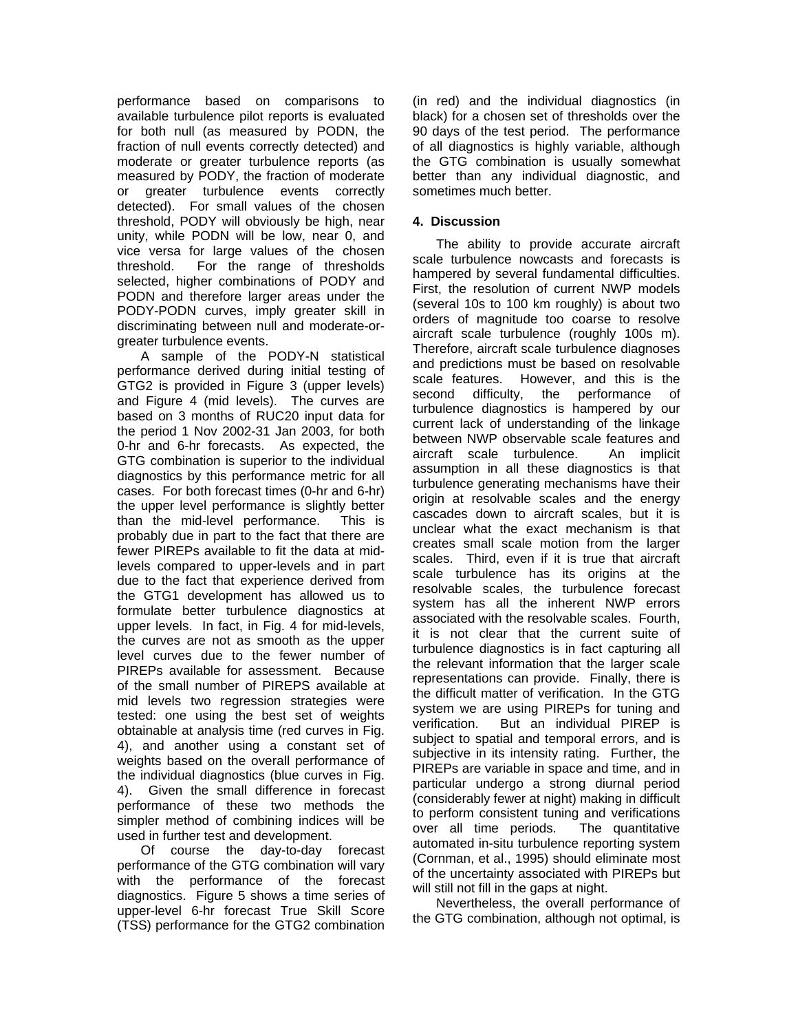performance based on comparisons to available turbulence pilot reports is evaluated for both null (as measured by PODN, the fraction of null events correctly detected) and moderate or greater turbulence reports (as measured by PODY, the fraction of moderate or greater turbulence events correctly detected). For small values of the chosen threshold, PODY will obviously be high, near unity, while PODN will be low, near 0, and vice versa for large values of the chosen threshold. For the range of thresholds selected, higher combinations of PODY and PODN and therefore larger areas under the PODY-PODN curves, imply greater skill in discriminating between null and moderate-or-greater turbulence events.

A sample of the PODY-N statistical performance derived during initial testing of GTG2 is provided in Figure 3 (upper levels) and Figure 4 (mid levels). The curves are based on 3 months of RUC20 input data for the period 1 Nov 2002-31 Jan 2003, for both 0-hr and 6-hr forecasts. As expected, the GTG combination is superior to the individual diagnostics by this performance metric for all cases. For both forecast times (0-hr and 6-hr) the upper level performance is slightly better than the mid-level performance. This is probably due in part to the fact that there are fewer PIREPs available to fit the data at mid-levels compared to upper-levels and in part due to the fact that experience derived from the GTG1 development has allowed us to formulate better turbulence diagnostics at upper levels. In fact, in Fig. 4 for mid-levels, the curves are not as smooth as the upper level curves due to the fewer number of PIREPs available for assessment. Because of the small number of PIREPS available at mid levels two regression strategies were tested: one using the best set of weights obtainable at analysis time (red curves in Fig. 4), and another using a constant set of weights based on the overall performance of the individual diagnostics (blue curves in Fig. 4). Given the small difference in forecast performance of these two methods the simpler method of combining indices will be used in further test and development.

Of course the day-to-day forecast performance of the GTG combination will vary with the performance of the forecast diagnostics. Figure 5 shows a time series of upper-level 6-hr forecast True Skill Score (TSS) performance for the GTG2 combination (in red) and the individual diagnostics (in black) for a chosen set of thresholds over the 90 days of the test period. The performance of all diagnostics is highly variable, although the GTG combination is usually somewhat better than any individual diagnostic, and sometimes much better.

## 4. Discussion

The ability to provide accurate aircraft scale turbulence nowcasts and forecasts is hampered by several fundamental difficulties. First, the resolution of current NWP models (several 10s to 100 km roughly) is about two orders of magnitude too coarse to resolve aircraft scale turbulence (roughly 100s m). Therefore, aircraft scale turbulence diagnoses and predictions must be based on resolvable scale features. However, and this is the second difficulty, the performance of turbulence diagnostics is hampered by our current lack of understanding of the linkage between NWP observable scale features and aircraft scale turbulence. An implicit assumption in all these diagnostics is that turbulence generating mechanisms have their origin at resolvable scales and the energy cascades down to aircraft scales, but it is unclear what the exact mechanism is that creates small scale motion from the larger scales. Third, even if it is true that aircraft scale turbulence has its origins at the resolvable scales, the turbulence forecast system has all the inherent NWP errors associated with the resolvable scales. Fourth, it is not clear that the current suite of turbulence diagnostics is in fact capturing all the relevant information that the larger scale representations can provide. Finally, there is the difficult matter of verification. In the GTG system we are using PIREPs for tuning and verification. But an individual PIREP is subject to spatial and temporal errors, and is subjective in its intensity rating. Further, the PIREPs are variable in space and time, and in particular undergo a strong diurnal period (considerably fewer at night) making in difficult to perform consistent tuning and verifications over all time periods. The quantitative automated in-situ turbulence reporting system (Cornman, et al., 1995) should eliminate most of the uncertainty associated with PIREPs but will still not fill in the gaps at night.

Nevertheless, the overall performance of the GTG combination, although not optimal, is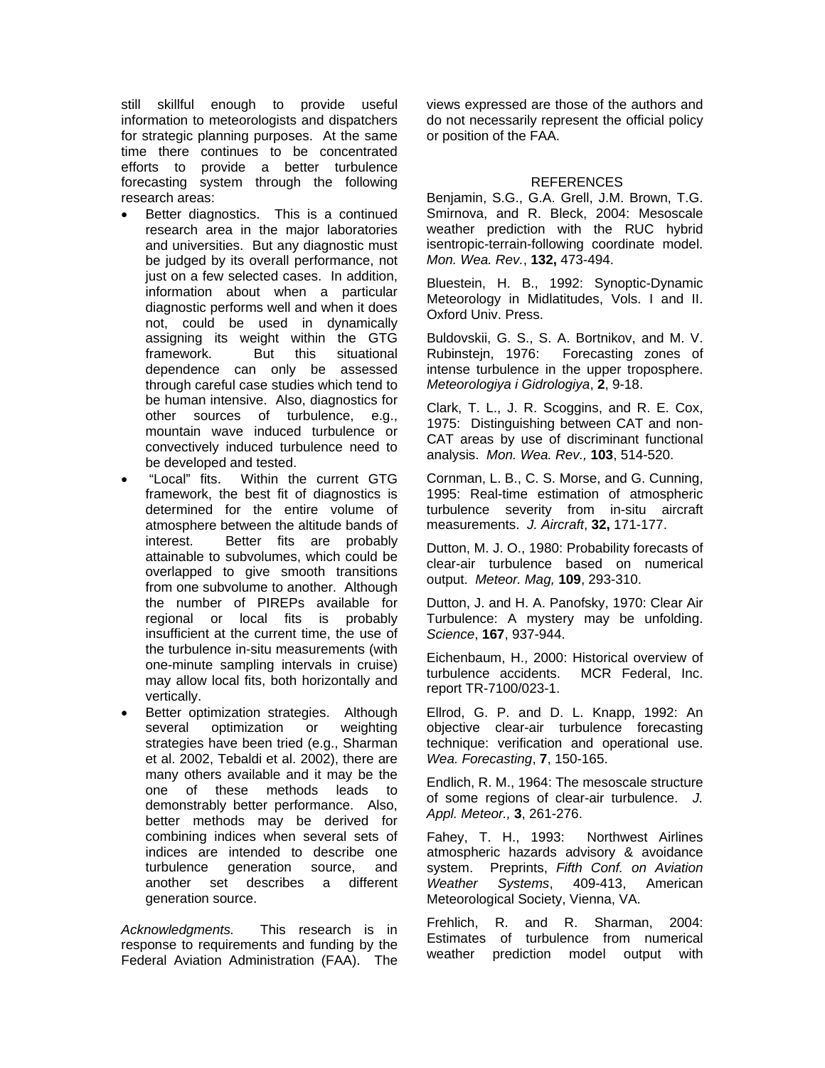still skillful enough to provide useful information to meteorologists and dispatchers for strategic planning purposes. At the same time there continues to be concentrated efforts to provide a better turbulence forecasting system through the following research areas:

- Better diagnostics. This is a continued research area in the major laboratories and universities. But any diagnostic must be judged by its overall performance, not just on a few selected cases. In addition, information about when a particular diagnostic performs well and when it does not, could be used in dynamically assigning its weight within the GTG framework. But this situational dependence can only be assessed through careful case studies which tend to be human intensive. Also, diagnostics for other sources of turbulence, e.g., mountain wave induced turbulence or convectively induced turbulence need to be developed and tested.
- "Local" fits. Within the current GTG framework, the best fit of diagnostics is determined for the entire volume of atmosphere between the altitude bands of interest. Better fits are probably attainable to subvolumes, which could be overlapped to give smooth transitions from one subvolume to another. Although the number of PIREPs available for regional or local fits is probably insufficient at the current time, the use of the turbulence in-situ measurements (with one-minute sampling intervals in cruise) may allow local fits, both horizontally and vertically.
- Better optimization strategies. Although several optimization or weighting strategies have been tried (e.g., Sharman et al. 2002, Tebaldi et al. 2002), there are many others available and it may be the one of these methods leads to demonstrably better performance. Also, better methods may be derived for combining indices when several sets of indices are intended to describe one turbulence generation source, and another set describes a different generation source.

*Acknowledgments.* This research is in response to requirements and funding by the Federal Aviation Administration (FAA). The views expressed are those of the authors and do not necessarily represent the official policy or position of the FAA.

## REFERENCES

Benjamin, S.G., G.A. Grell, J.M. Brown, T.G. Smirnova, and R. Bleck, 2004: Mesoscale weather prediction with the RUC hybrid isentropic-terrain-following coordinate model. *Mon. Wea. Rev.*, **132,** 473-494.

Bluestein, H. B., 1992: Synoptic-Dynamic Meteorology in Midlatitudes, Vols. I and II. Oxford Univ. Press.

Buldovskii, G. S., S. A. Bortnikov, and M. V. Rubinstejn, 1976: Forecasting zones of intense turbulence in the upper troposphere. *Meteorologiya i Gidrologiya*, **2**, 9-18.

Clark, T. L., J. R. Scoggins, and R. E. Cox, 1975: Distinguishing between CAT and non-CAT areas by use of discriminant functional analysis. *Mon. Wea. Rev.,* **103**, 514-520.

Cornman, L. B., C. S. Morse, and G. Cunning, 1995: Real-time estimation of atmospheric turbulence severity from in-situ aircraft measurements. *J. Aircraft*, **32,** 171-177.

Dutton, M. J. O., 1980: Probability forecasts of clear-air turbulence based on numerical output. *Meteor. Mag,* **109**, 293-310.

Dutton, J. and H. A. Panofsky, 1970: Clear Air Turbulence: A mystery may be unfolding. *Science*, **167**, 937-944.

Eichenbaum, H., 2000: Historical overview of turbulence accidents. MCR Federal, Inc. report TR-7100/023-1.

Ellrod, G. P. and D. L. Knapp, 1992: An objective clear-air turbulence forecasting technique: verification and operational use. *Wea. Forecasting*, **7**, 150-165.

Endlich, R. M., 1964: The mesoscale structure of some regions of clear-air turbulence. *J. Appl. Meteor.,* **3**, 261-276.

Fahey, T. H., 1993: Northwest Airlines atmospheric hazards advisory & avoidance system. Preprints, *Fifth Conf. on Aviation Weather Systems*, 409-413, American Meteorological Society, Vienna, VA.

Frehlich, R. and R. Sharman, 2004: Estimates of turbulence from numerical weather prediction model output with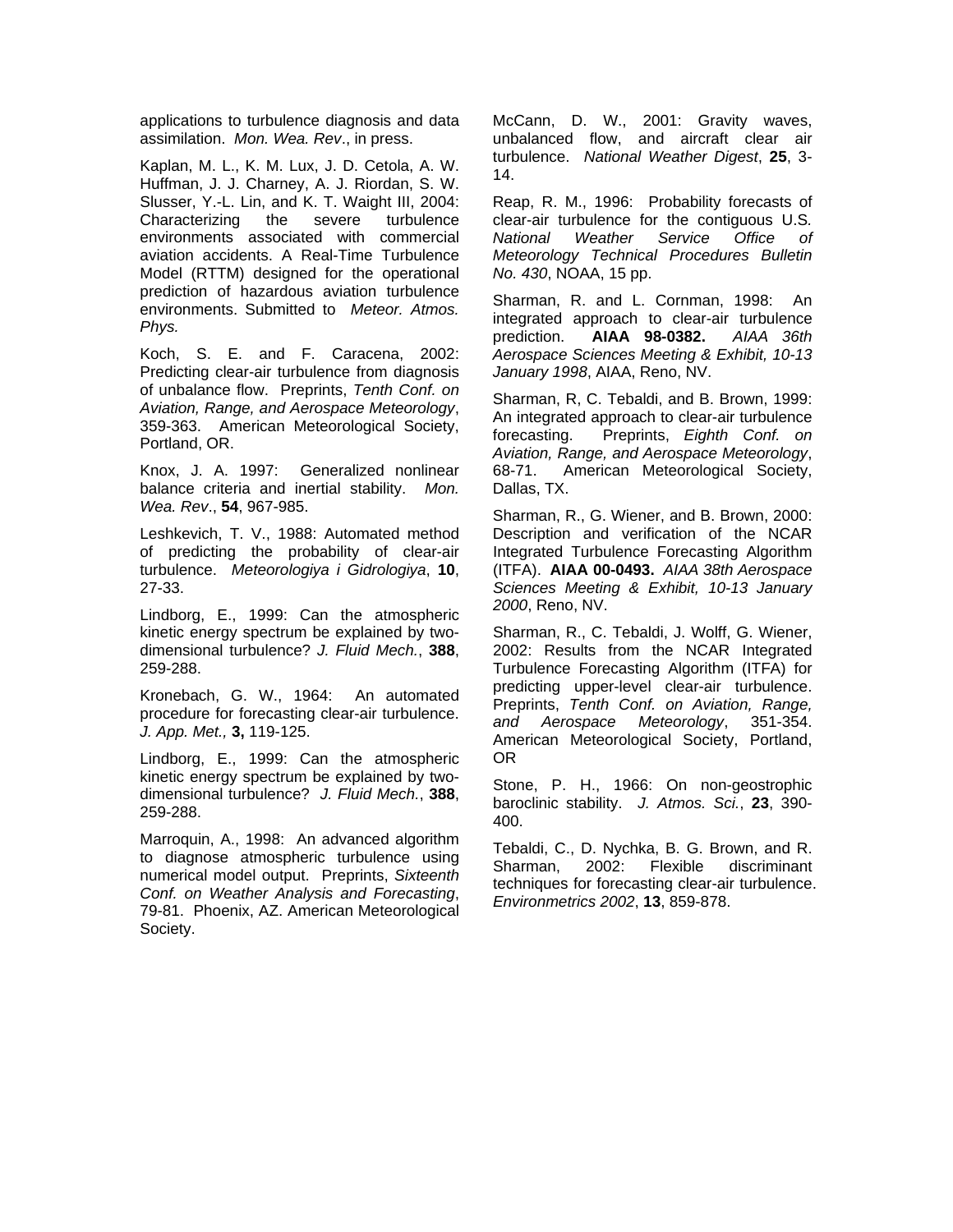applications to turbulence diagnosis and data assimilation. *Mon. Wea. Rev*., in press.

Kaplan, M. L., K. M. Lux, J. D. Cetola, A. W. Huffman, J. J. Charney, A. J. Riordan, S. W. Slusser, Y.-L. Lin, and K. T. Waight III, 2004: Characterizing the severe turbulence environments associated with commercial aviation accidents. A Real-Time Turbulence Model (RTTM) designed for the operational prediction of hazardous aviation turbulence environments. Submitted to *Meteor. Atmos. Phys.*

Koch, S. E. and F. Caracena, 2002: Predicting clear-air turbulence from diagnosis of unbalance flow. Preprints, *Tenth Conf. on Aviation, Range, and Aerospace Meteorology*, 359-363. American Meteorological Society, Portland, OR.

Knox, J. A. 1997: Generalized nonlinear balance criteria and inertial stability. *Mon. Wea. Rev*., **54**, 967-985.

Leshkevich, T. V., 1988: Automated method of predicting the probability of clear-air turbulence. *Meteorologiya i Gidrologiya*, **10**, 27-33.

Lindborg, E., 1999: Can the atmospheric kinetic energy spectrum be explained by two-dimensional turbulence? *J. Fluid Mech.*, **388**, 259-288.

Kronebach, G. W., 1964: An automated procedure for forecasting clear-air turbulence. *J. App. Met.,* **3,** 119-125.

Lindborg, E., 1999: Can the atmospheric kinetic energy spectrum be explained by two-dimensional turbulence? *J. Fluid Mech.*, **388**, 259-288.

Marroquin, A., 1998: An advanced algorithm to diagnose atmospheric turbulence using numerical model output. Preprints, *Sixteenth Conf. on Weather Analysis and Forecasting*, 79-81. Phoenix, AZ. American Meteorological Society.

McCann, D. W., 2001: Gravity waves, unbalanced flow, and aircraft clear air turbulence. *National Weather Digest*, **25**, 3-14.

Reap, R. M., 1996: Probability forecasts of clear-air turbulence for the contiguous U.S. *National Weather Service Office of Meteorology Technical Procedures Bulletin No. 430*, NOAA, 15 pp.

Sharman, R. and L. Cornman, 1998: An integrated approach to clear-air turbulence prediction. **AIAA 98-0382.** *AIAA 36th Aerospace Sciences Meeting & Exhibit, 10-13 January 1998*, AIAA, Reno, NV.

Sharman, R, C. Tebaldi, and B. Brown, 1999: An integrated approach to clear-air turbulence forecasting. Preprints, *Eighth Conf. on Aviation, Range, and Aerospace Meteorology*, 68-71. American Meteorological Society, Dallas, TX.

Sharman, R., G. Wiener, and B. Brown, 2000: Description and verification of the NCAR Integrated Turbulence Forecasting Algorithm (ITFA). **AIAA 00-0493.** *AIAA 38th Aerospace Sciences Meeting & Exhibit, 10-13 January 2000*, Reno, NV.

Sharman, R., C. Tebaldi, J. Wolff, G. Wiener, 2002: Results from the NCAR Integrated Turbulence Forecasting Algorithm (ITFA) for predicting upper-level clear-air turbulence. Preprints, *Tenth Conf. on Aviation, Range, and Aerospace Meteorology*, 351-354. American Meteorological Society, Portland, OR

Stone, P. H., 1966: On non-geostrophic baroclinic stability. *J. Atmos. Sci.*, **23**, 390-400.

Tebaldi, C., D. Nychka, B. G. Brown, and R. Sharman, 2002: Flexible discriminant techniques for forecasting clear-air turbulence. *Environmetrics 2002*, **13**, 859-878.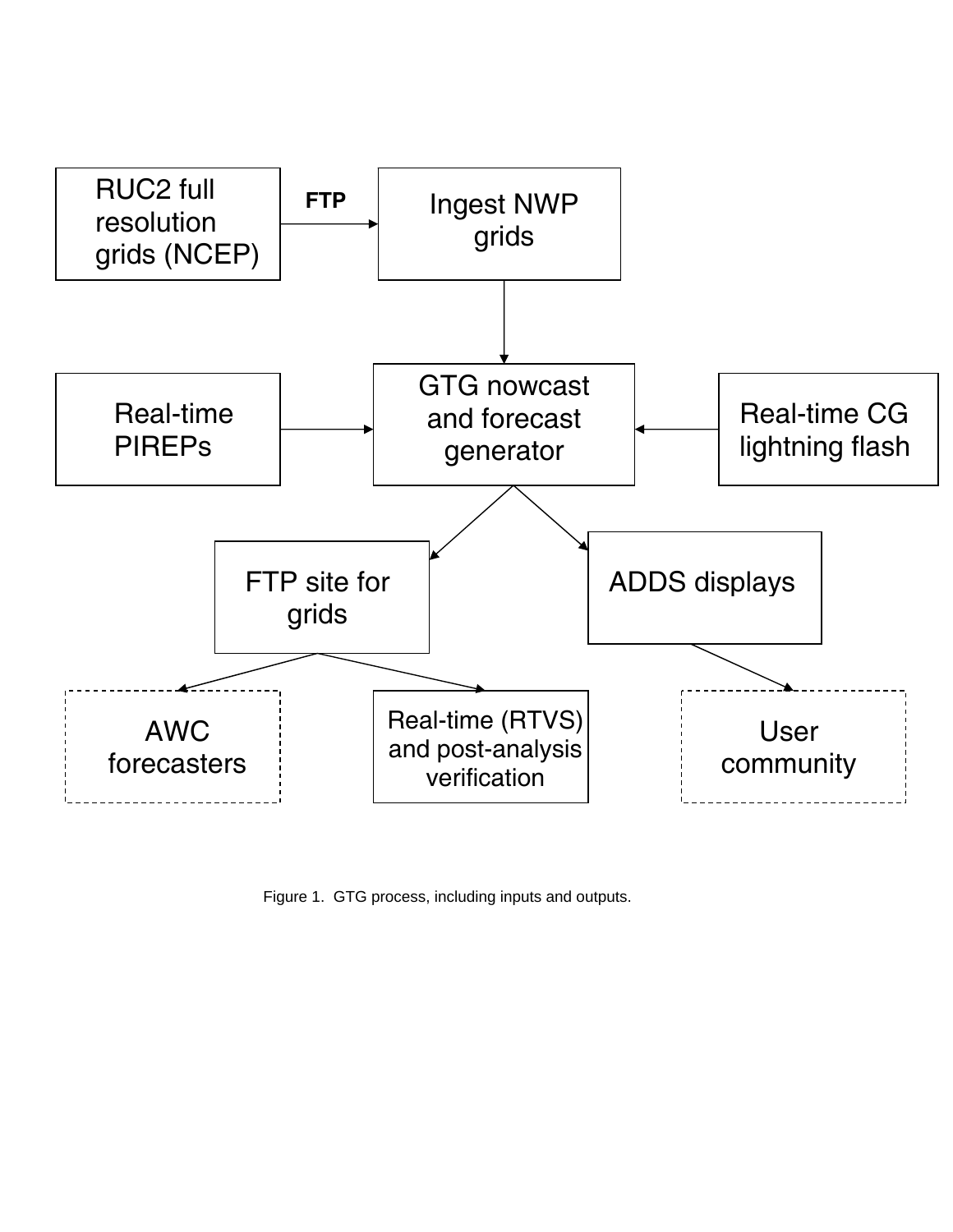RUC2 full resolution grids (NCEP)

FTP

Ingest NWP grids

GTG nowcast and forecast generator

Real-time PIREPs

Real-time CG lightning flash

FTP site for grids

ADDS displays

AWC forecasters

Real-time (RTVS) and post-analysis verification

User community

Figure 1. GTG process, including inputs and outputs.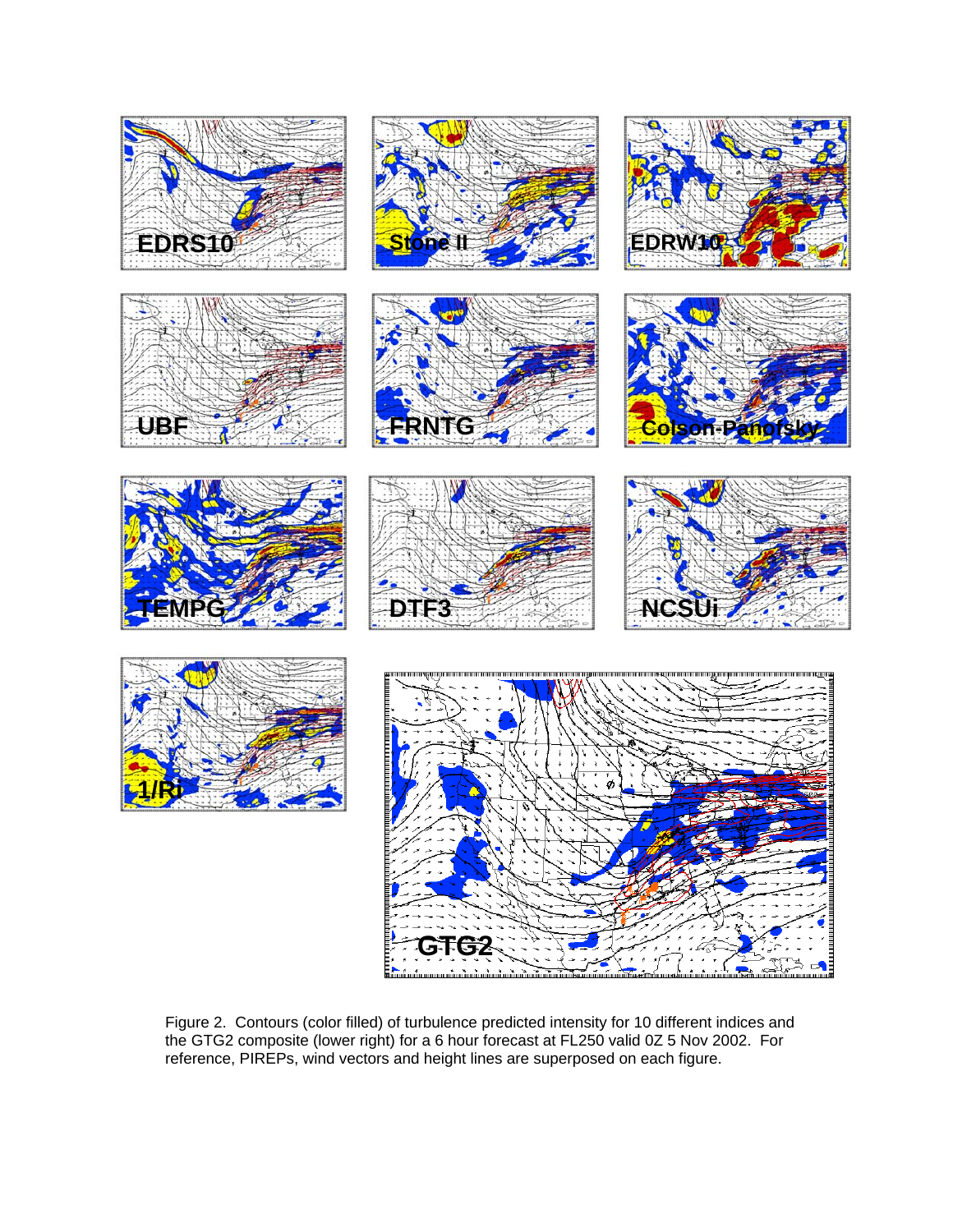Figure 2. Contours (color filled) of turbulence predicted intensity for 10 different indices and the GTG2 composite (lower right) for a 6 hour forecast at FL250 valid 0Z 5 Nov 2002. For reference, PIREPs, wind vectors and height lines are superposed on each figure.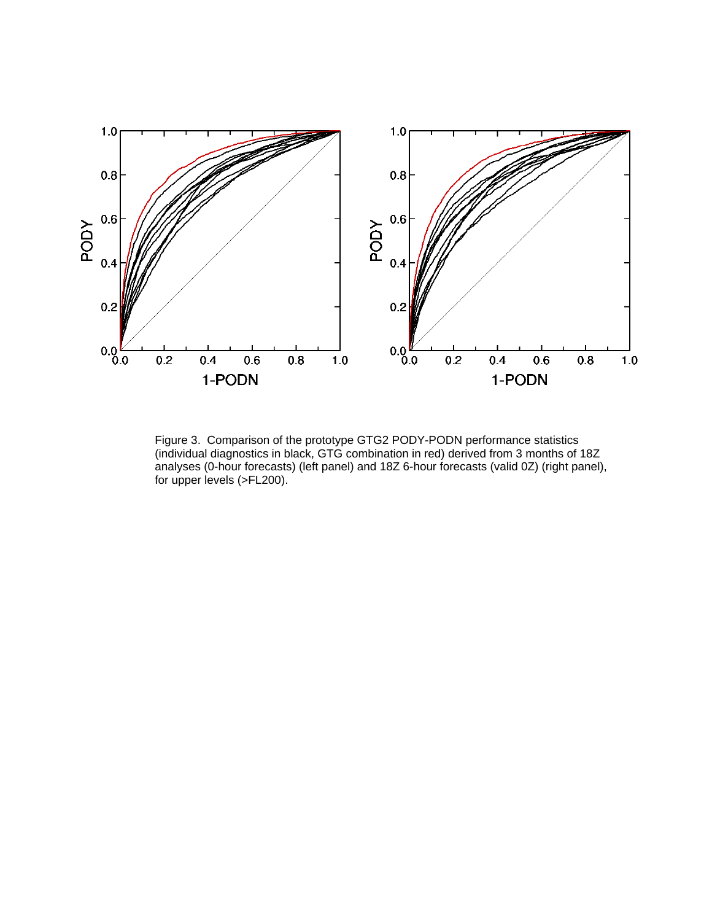Figure 3. Comparison of the prototype GTG2 PODY-PODN performance statistics (individual diagnostics in black, GTG combination in red) derived from 3 months of 18Z analyses (0-hour forecasts) (left panel) and 18Z 6-hour forecasts (valid 0Z) (right panel), for upper levels (>FL200).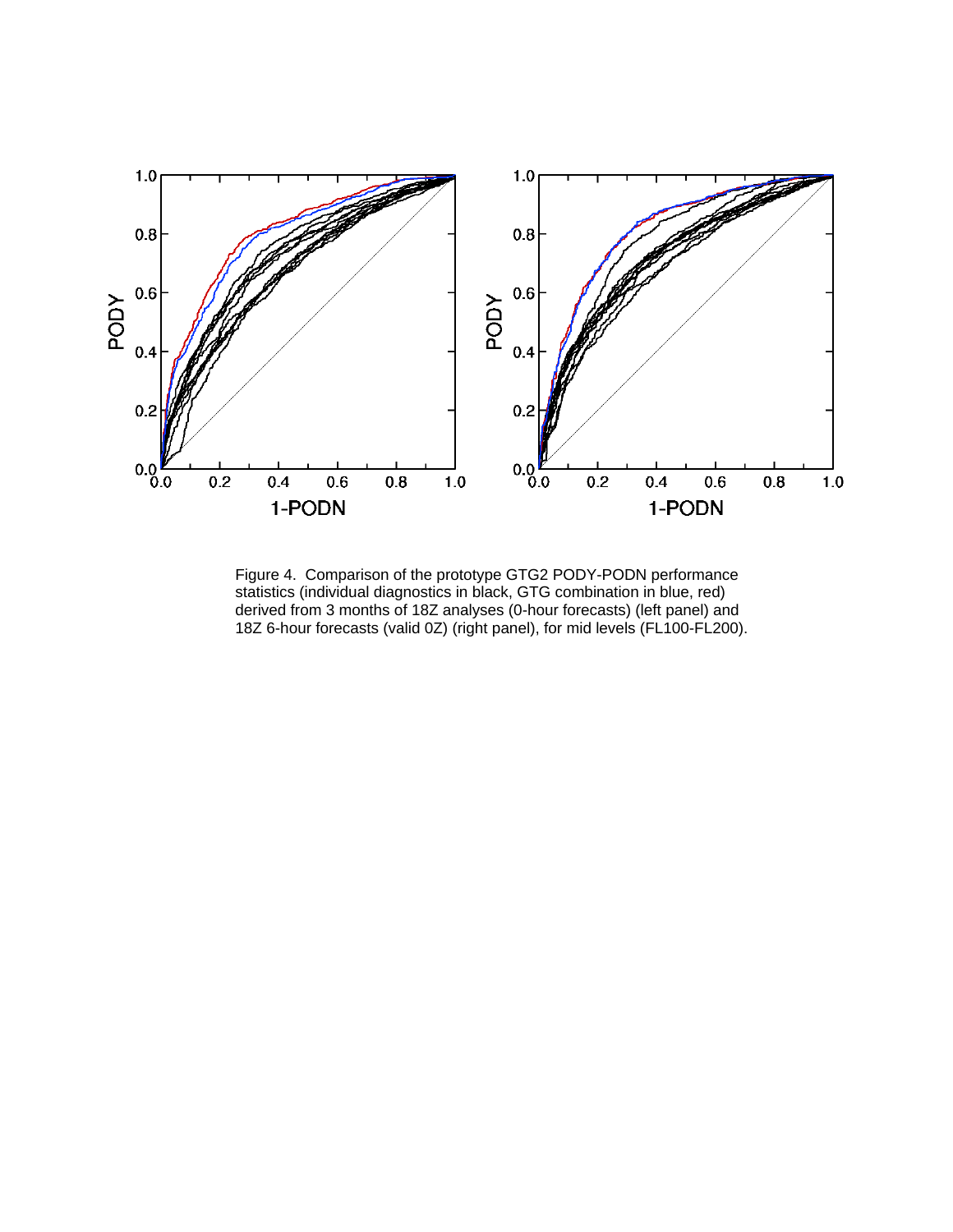Figure 4. Comparison of the prototype GTG2 PODY-PODN performance statistics (individual diagnostics in black, GTG combination in blue, red) derived from 3 months of 18Z analyses (0-hour forecasts) (left panel) and 18Z 6-hour forecasts (valid 0Z) (right panel), for mid levels (FL100-FL200).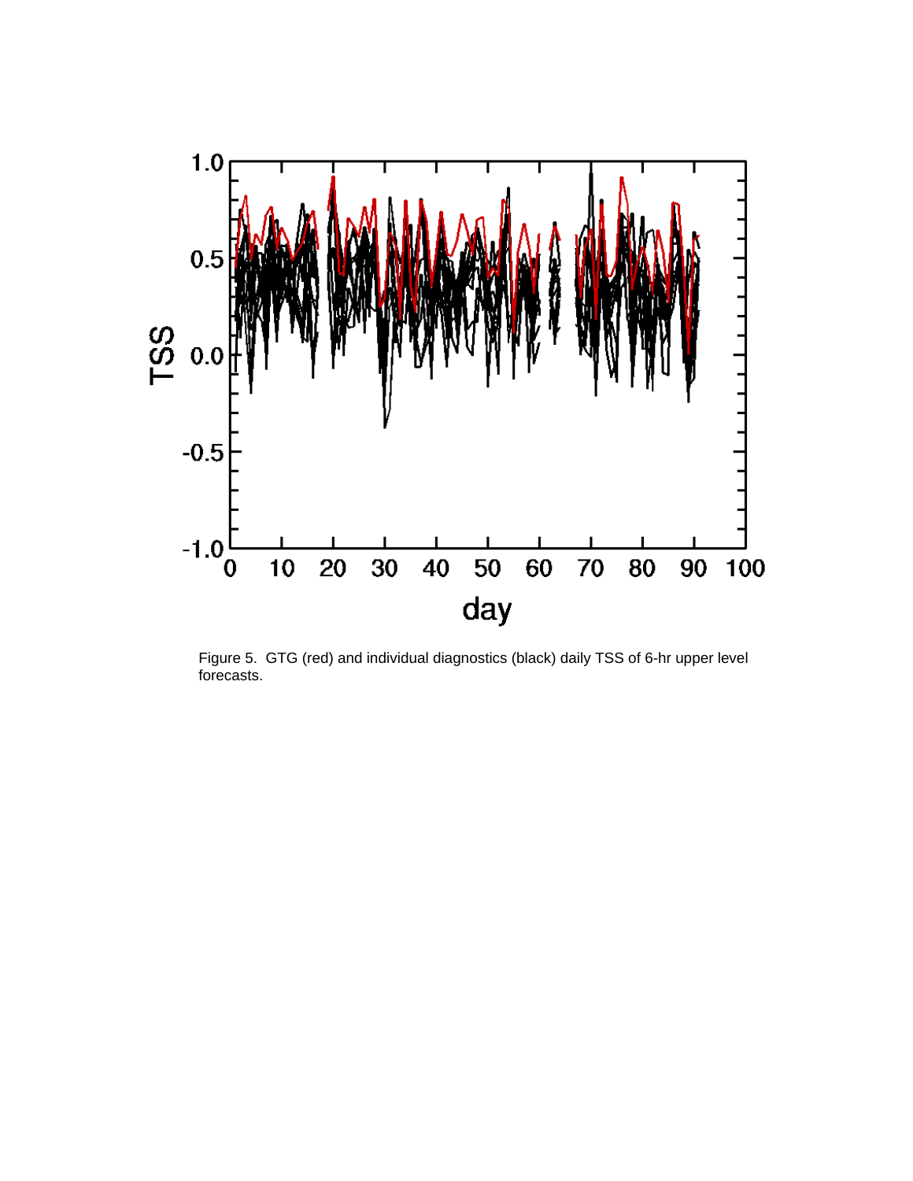1.0

0.5

0.0

-0.5

-1.0

TSS

0 10 20 30 40 50 60 70 80 90 100

day

Figure 5. GTG (red) and individual diagnostics (black) daily TSS of 6-hr upper level forecasts.